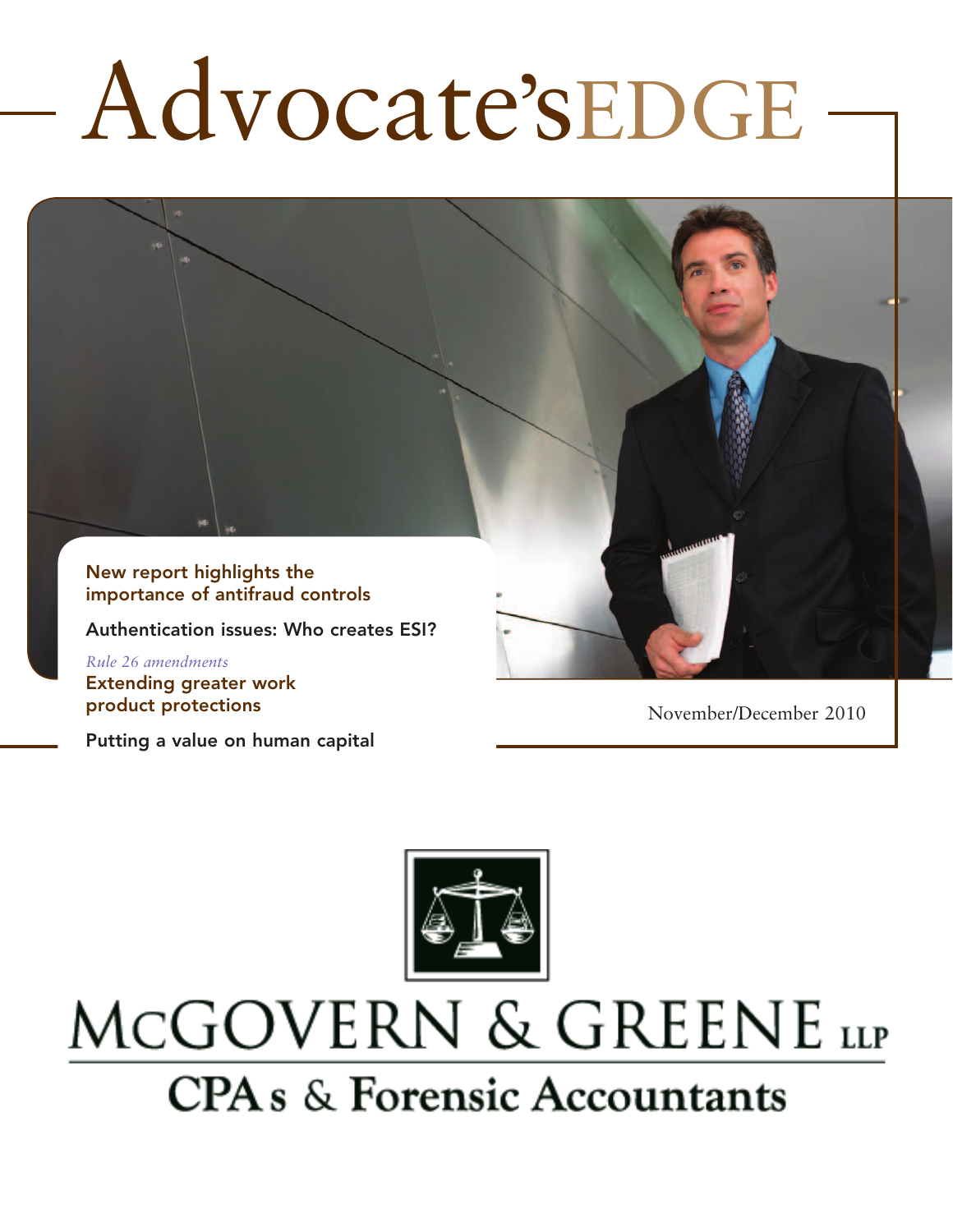# Advocate'sEDGE

New report highlights the importance of antifraud controls

Authentication issues: Who creates ESI?

*Rule 26 amendments*
Extending greater work product protections

Putting a value on human capital

November/December 2010

MCGOVERN & GREENE LLP

CPAs & Forensic Accountants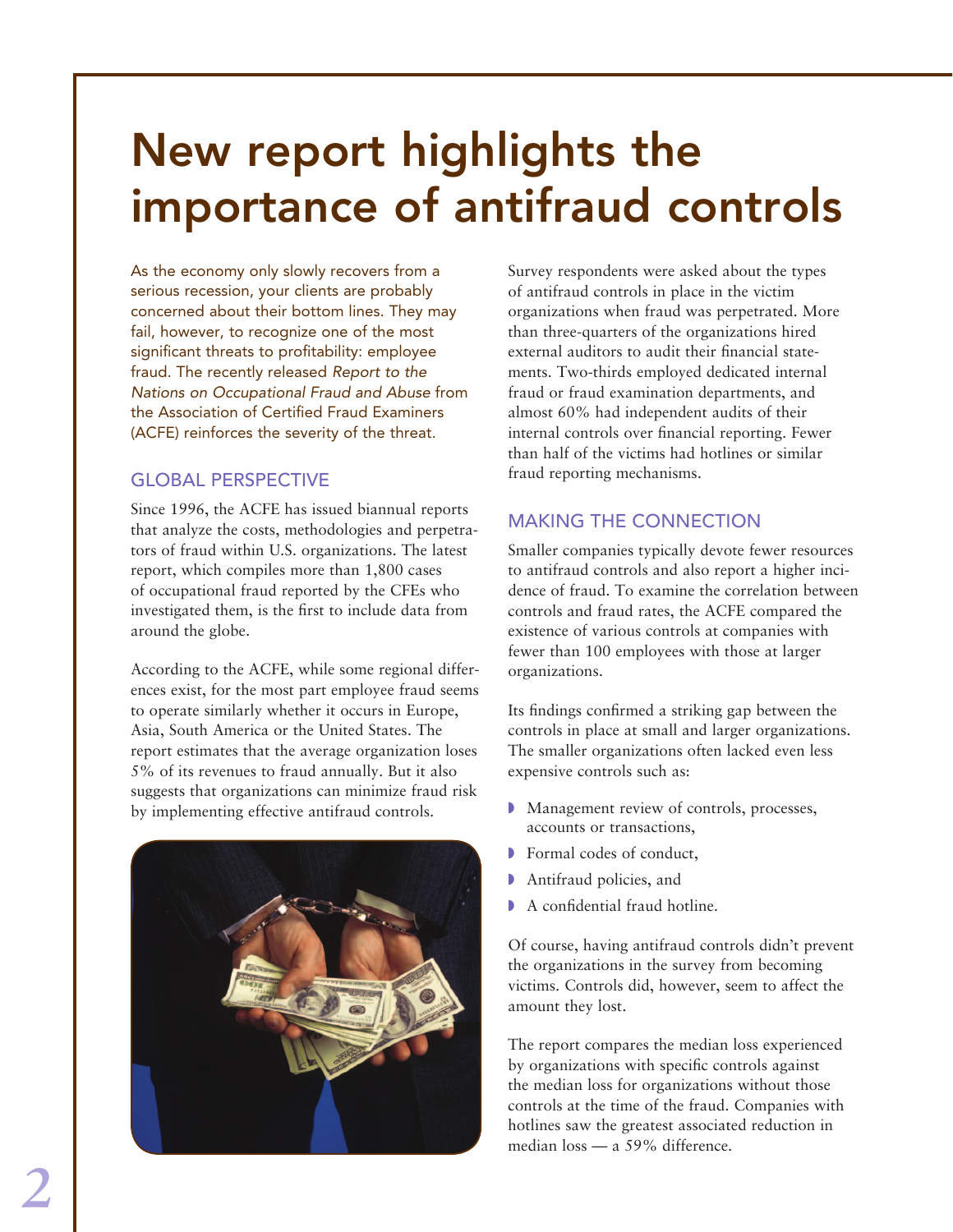# New report highlights the importance of antifraud controls

As the economy only slowly recovers from a serious recession, your clients are probably concerned about their bottom lines. They may fail, however, to recognize one of the most significant threats to profitability: employee fraud. The recently released *Report to the Nations on Occupational Fraud and Abuse* from the Association of Certified Fraud Examiners (ACFE) reinforces the severity of the threat.

## GLOBAL PERSPECTIVE

Since 1996, the ACFE has issued biannual reports that analyze the costs, methodologies and perpetrators of fraud within U.S. organizations. The latest report, which compiles more than 1,800 cases of occupational fraud reported by the CFEs who investigated them, is the first to include data from around the globe.

According to the ACFE, while some regional differences exist, for the most part employee fraud seems to operate similarly whether it occurs in Europe, Asia, South America or the United States. The report estimates that the average organization loses 5% of its revenues to fraud annually. But it also suggests that organizations can minimize fraud risk by implementing effective antifraud controls.

Survey respondents were asked about the types of antifraud controls in place in the victim organizations when fraud was perpetrated. More than three-quarters of the organizations hired external auditors to audit their financial statements. Two-thirds employed dedicated internal fraud or fraud examination departments, and almost 60% had independent audits of their internal controls over financial reporting. Fewer than half of the victims had hotlines or similar fraud reporting mechanisms.

## MAKING THE CONNECTION

Smaller companies typically devote fewer resources to antifraud controls and also report a higher incidence of fraud. To examine the correlation between controls and fraud rates, the ACFE compared the existence of various controls at companies with fewer than 100 employees with those at larger organizations.

Its findings confirmed a striking gap between the controls in place at small and larger organizations. The smaller organizations often lacked even less expensive controls such as:

- Management review of controls, processes, accounts or transactions,
- Formal codes of conduct,
- Antifraud policies, and
- A confidential fraud hotline.

Of course, having antifraud controls didn't prevent the organizations in the survey from becoming victims. Controls did, however, seem to affect the amount they lost.

The report compares the median loss experienced by organizations with specific controls against the median loss for organizations without those controls at the time of the fraud. Companies with hotlines saw the greatest associated reduction in median loss — a 59% difference.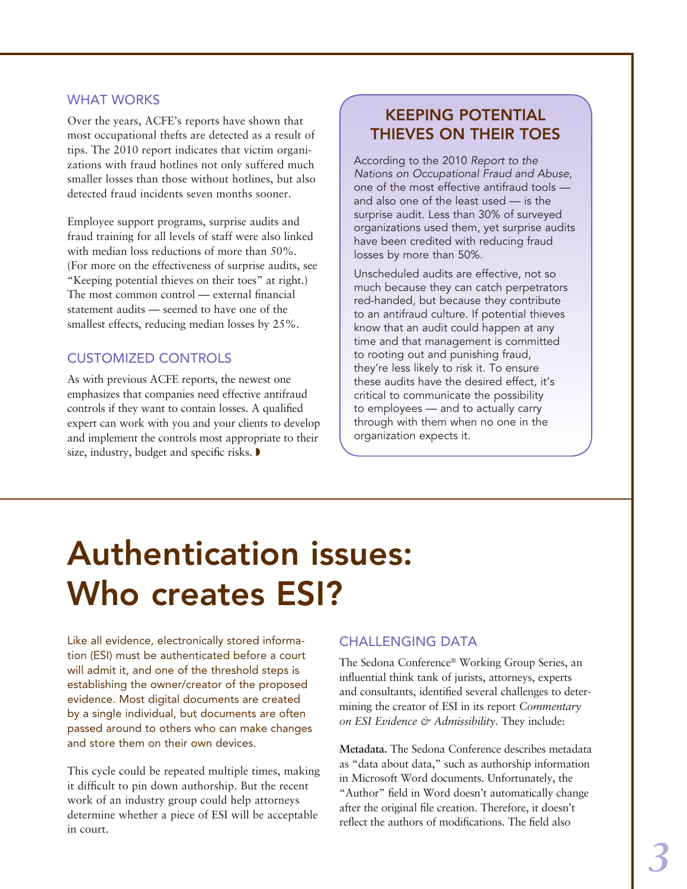### WHAT WORKS

Over the years, ACFE's reports have shown that most occupational thefts are detected as a result of tips. The 2010 report indicates that victim organizations with fraud hotlines not only suffered much smaller losses than those without hotlines, but also detected fraud incidents seven months sooner.

Employee support programs, surprise audits and fraud training for all levels of staff were also linked with median loss reductions of more than 50%. (For more on the effectiveness of surprise audits, see "Keeping potential thieves on their toes" at right.) The most common control — external financial statement audits — seemed to have one of the smallest effects, reducing median losses by 25%.

### CUSTOMIZED CONTROLS

As with previous ACFE reports, the newest one emphasizes that companies need effective antifraud controls if they want to contain losses. A qualified expert can work with you and your clients to develop and implement the controls most appropriate to their size, industry, budget and specific risks. ◗

### KEEPING POTENTIAL THIEVES ON THEIR TOES

According to the 2010 *Report to the Nations on Occupational Fraud and Abuse*, one of the most effective antifraud tools — and also one of the least used — is the surprise audit. Less than 30% of surveyed organizations used them, yet surprise audits have been credited with reducing fraud losses by more than 50%.

Unscheduled audits are effective, not so much because they can catch perpetrators red-handed, but because they contribute to an antifraud culture. If potential thieves know that an audit could happen at any time and that management is committed to rooting out and punishing fraud, they're less likely to risk it. To ensure these audits have the desired effect, it's critical to communicate the possibility to employees — and to actually carry through with them when no one in the organization expects it.

# Authentication issues: Who creates ESI?

Like all evidence, electronically stored information (ESI) must be authenticated before a court will admit it, and one of the threshold steps is establishing the owner/creator of the proposed evidence. Most digital documents are created by a single individual, but documents are often passed around to others who can make changes and store them on their own devices.

This cycle could be repeated multiple times, making it difficult to pin down authorship. But the recent work of an industry group could help attorneys determine whether a piece of ESI will be acceptable in court.

### CHALLENGING DATA

The Sedona Conference® Working Group Series, an influential think tank of jurists, attorneys, experts and consultants, identified several challenges to determining the creator of ESI in its report *Commentary on ESI Evidence & Admissibility*. They include:

**Metadata.** The Sedona Conference describes metadata as "data about data," such as authorship information in Microsoft Word documents. Unfortunately, the "Author" field in Word doesn't automatically change after the original file creation. Therefore, it doesn't reflect the authors of modifications. The field also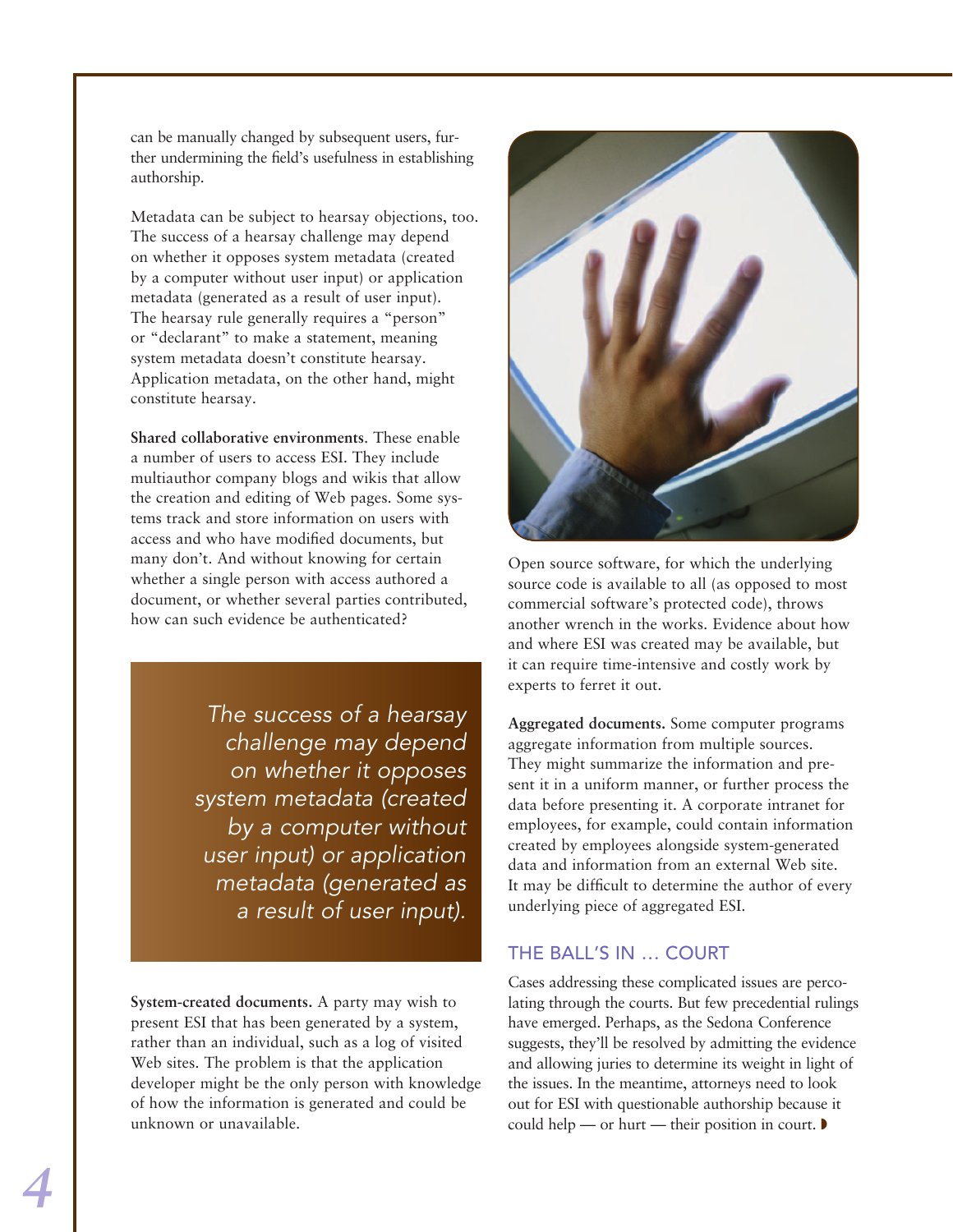can be manually changed by subsequent users, further undermining the field's usefulness in establishing authorship.

Metadata can be subject to hearsay objections, too. The success of a hearsay challenge may depend on whether it opposes system metadata (created by a computer without user input) or application metadata (generated as a result of user input). The hearsay rule generally requires a "person" or "declarant" to make a statement, meaning system metadata doesn't constitute hearsay. Application metadata, on the other hand, might constitute hearsay.

**Shared collaborative environments**. These enable a number of users to access ESI. They include multiauthor company blogs and wikis that allow the creation and editing of Web pages. Some systems track and store information on users with access and who have modified documents, but many don't. And without knowing for certain whether a single person with access authored a document, or whether several parties contributed, how can such evidence be authenticated?

> *The success of a hearsay challenge may depend on whether it opposes system metadata (created by a computer without user input) or application metadata (generated as a result of user input).*

**System-created documents.** A party may wish to present ESI that has been generated by a system, rather than an individual, such as a log of visited Web sites. The problem is that the application developer might be the only person with knowledge of how the information is generated and could be unknown or unavailable.

Open source software, for which the underlying source code is available to all (as opposed to most commercial software's protected code), throws another wrench in the works. Evidence about how and where ESI was created may be available, but it can require time-intensive and costly work by experts to ferret it out.

**Aggregated documents.** Some computer programs aggregate information from multiple sources. They might summarize the information and present it in a uniform manner, or further process the data before presenting it. A corporate intranet for employees, for example, could contain information created by employees alongside system-generated data and information from an external Web site. It may be difficult to determine the author of every underlying piece of aggregated ESI.

## THE BALL'S IN … COURT

Cases addressing these complicated issues are percolating through the courts. But few precedential rulings have emerged. Perhaps, as the Sedona Conference suggests, they'll be resolved by admitting the evidence and allowing juries to determine its weight in light of the issues. In the meantime, attorneys need to look out for ESI with questionable authorship because it could help — or hurt — their position in court.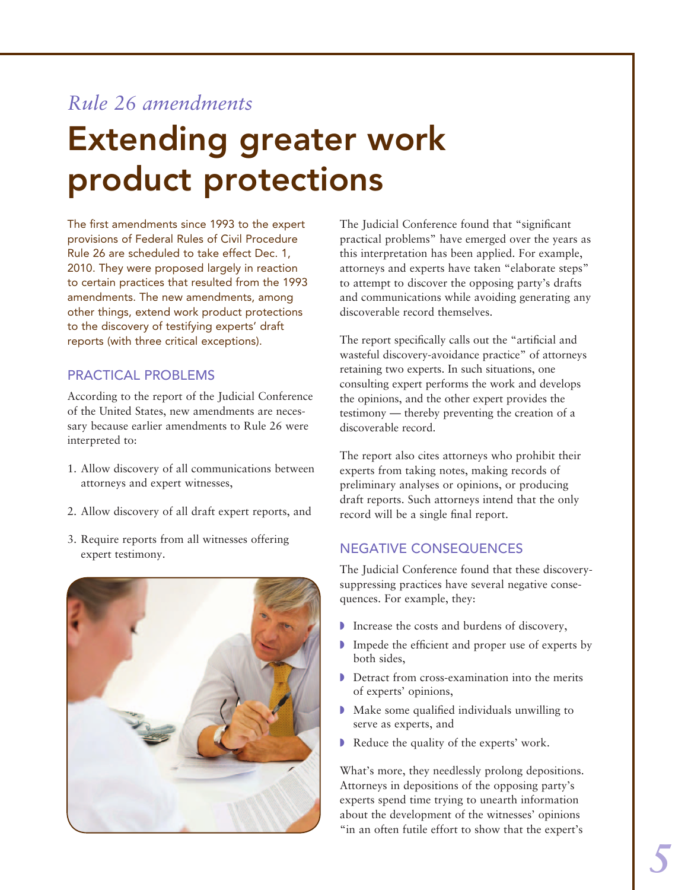*Rule 26 amendments*

# Extending greater work product protections

The first amendments since 1993 to the expert provisions of Federal Rules of Civil Procedure Rule 26 are scheduled to take effect Dec. 1, 2010. They were proposed largely in reaction to certain practices that resulted from the 1993 amendments. The new amendments, among other things, extend work product protections to the discovery of testifying experts' draft reports (with three critical exceptions).

## PRACTICAL PROBLEMS

According to the report of the Judicial Conference of the United States, new amendments are necessary because earlier amendments to Rule 26 were interpreted to:

1. Allow discovery of all communications between attorneys and expert witnesses,
2. Allow discovery of all draft expert reports, and
3. Require reports from all witnesses offering expert testimony.

The Judicial Conference found that "significant practical problems" have emerged over the years as this interpretation has been applied. For example, attorneys and experts have taken "elaborate steps" to attempt to discover the opposing party's drafts and communications while avoiding generating any discoverable record themselves.

The report specifically calls out the "artificial and wasteful discovery-avoidance practice" of attorneys retaining two experts. In such situations, one consulting expert performs the work and develops the opinions, and the other expert provides the testimony — thereby preventing the creation of a discoverable record.

The report also cites attorneys who prohibit their experts from taking notes, making records of preliminary analyses or opinions, or producing draft reports. Such attorneys intend that the only record will be a single final report.

## NEGATIVE CONSEQUENCES

The Judicial Conference found that these discovery-suppressing practices have several negative consequences. For example, they:

- Increase the costs and burdens of discovery,
- Impede the efficient and proper use of experts by both sides,
- Detract from cross-examination into the merits of experts' opinions,
- Make some qualified individuals unwilling to serve as experts, and
- Reduce the quality of the experts' work.

What's more, they needlessly prolong depositions. Attorneys in depositions of the opposing party's experts spend time trying to unearth information about the development of the witnesses' opinions "in an often futile effort to show that the expert's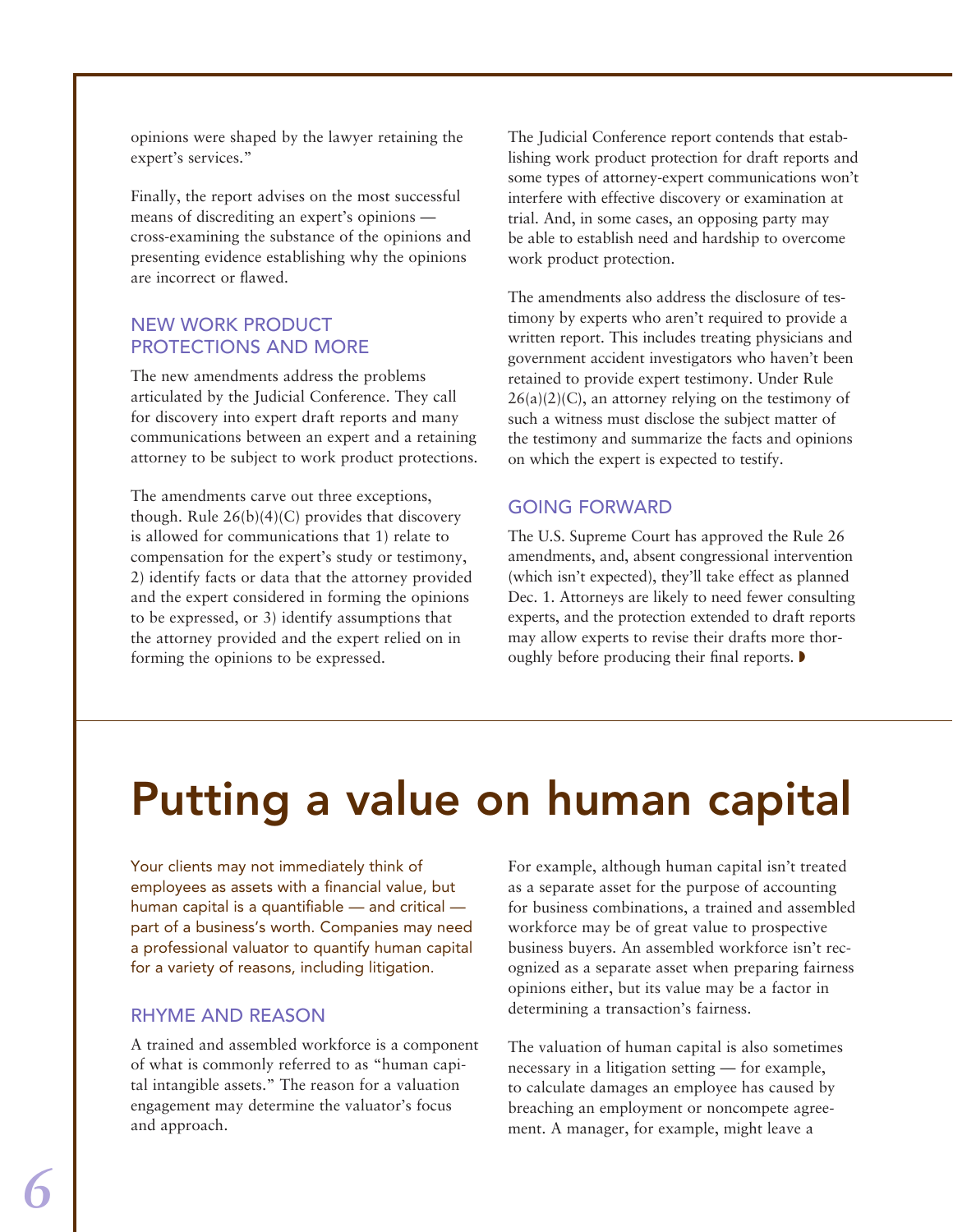opinions were shaped by the lawyer retaining the expert's services."

Finally, the report advises on the most successful means of discrediting an expert's opinions — cross-examining the substance of the opinions and presenting evidence establishing why the opinions are incorrect or flawed.

### NEW WORK PRODUCT PROTECTIONS AND MORE

The new amendments address the problems articulated by the Judicial Conference. They call for discovery into expert draft reports and many communications between an expert and a retaining attorney to be subject to work product protections.

The amendments carve out three exceptions, though. Rule 26(b)(4)(C) provides that discovery is allowed for communications that 1) relate to compensation for the expert's study or testimony, 2) identify facts or data that the attorney provided and the expert considered in forming the opinions to be expressed, or 3) identify assumptions that the attorney provided and the expert relied on in forming the opinions to be expressed.

The Judicial Conference report contends that establishing work product protection for draft reports and some types of attorney-expert communications won't interfere with effective discovery or examination at trial. And, in some cases, an opposing party may be able to establish need and hardship to overcome work product protection.

The amendments also address the disclosure of testimony by experts who aren't required to provide a written report. This includes treating physicians and government accident investigators who haven't been retained to provide expert testimony. Under Rule 26(a)(2)(C), an attorney relying on the testimony of such a witness must disclose the subject matter of the testimony and summarize the facts and opinions on which the expert is expected to testify.

### GOING FORWARD

The U.S. Supreme Court has approved the Rule 26 amendments, and, absent congressional intervention (which isn't expected), they'll take effect as planned Dec. 1. Attorneys are likely to need fewer consulting experts, and the protection extended to draft reports may allow experts to revise their drafts more thoroughly before producing their final reports.

# Putting a value on human capital

Your clients may not immediately think of employees as assets with a financial value, but human capital is a quantifiable — and critical — part of a business's worth. Companies may need a professional valuator to quantify human capital for a variety of reasons, including litigation.

### RHYME AND REASON

A trained and assembled workforce is a component of what is commonly referred to as "human capital intangible assets." The reason for a valuation engagement may determine the valuator's focus and approach.

For example, although human capital isn't treated as a separate asset for the purpose of accounting for business combinations, a trained and assembled workforce may be of great value to prospective business buyers. An assembled workforce isn't recognized as a separate asset when preparing fairness opinions either, but its value may be a factor in determining a transaction's fairness.

The valuation of human capital is also sometimes necessary in a litigation setting — for example, to calculate damages an employee has caused by breaching an employment or noncompete agreement. A manager, for example, might leave a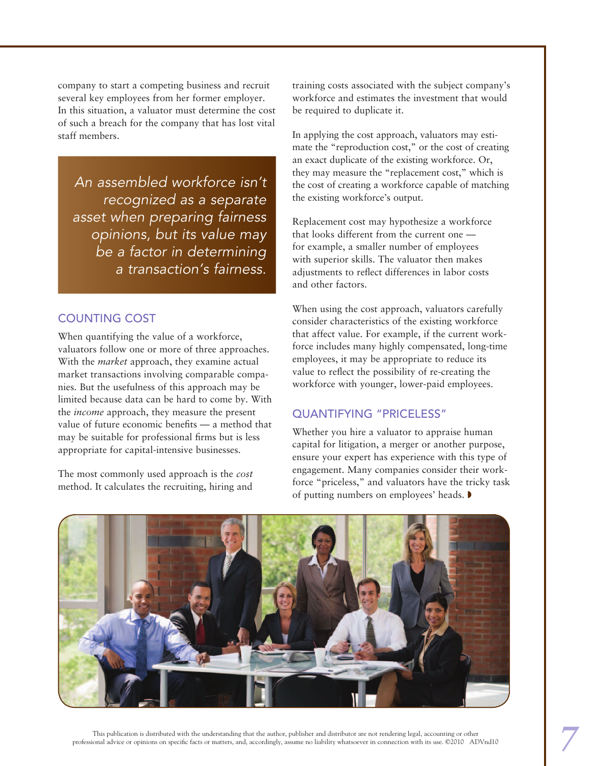company to start a competing business and recruit several key employees from her former employer. In this situation, a valuator must determine the cost of such a breach for the company that has lost vital staff members.

*An assembled workforce isn't recognized as a separate asset when preparing fairness opinions, but its value may be a factor in determining a transaction's fairness.*

## COUNTING COST

When quantifying the value of a workforce, valuators follow one or more of three approaches. With the *market* approach, they examine actual market transactions involving comparable companies. But the usefulness of this approach may be limited because data can be hard to come by. With the *income* approach, they measure the present value of future economic benefits — a method that may be suitable for professional firms but is less appropriate for capital-intensive businesses.

The most commonly used approach is the *cost* method. It calculates the recruiting, hiring and training costs associated with the subject company's workforce and estimates the investment that would be required to duplicate it.

In applying the cost approach, valuators may estimate the "reproduction cost," or the cost of creating an exact duplicate of the existing workforce. Or, they may measure the "replacement cost," which is the cost of creating a workforce capable of matching the existing workforce's output.

Replacement cost may hypothesize a workforce that looks different from the current one — for example, a smaller number of employees with superior skills. The valuator then makes adjustments to reflect differences in labor costs and other factors.

When using the cost approach, valuators carefully consider characteristics of the existing workforce that affect value. For example, if the current workforce includes many highly compensated, long-time employees, it may be appropriate to reduce its value to reflect the possibility of re-creating the workforce with younger, lower-paid employees.

## QUANTIFYING "PRICELESS"

Whether you hire a valuator to appraise human capital for litigation, a merger or another purpose, ensure your expert has experience with this type of engagement. Many companies consider their workforce "priceless," and valuators have the tricky task of putting numbers on employees' heads. ◗

This publication is distributed with the understanding that the author, publisher and distributor are not rendering legal, accounting or other professional advice or opinions on specific facts or matters, and, accordingly, assume no liability whatsoever in connection with its use. ©2010 ADVnd10